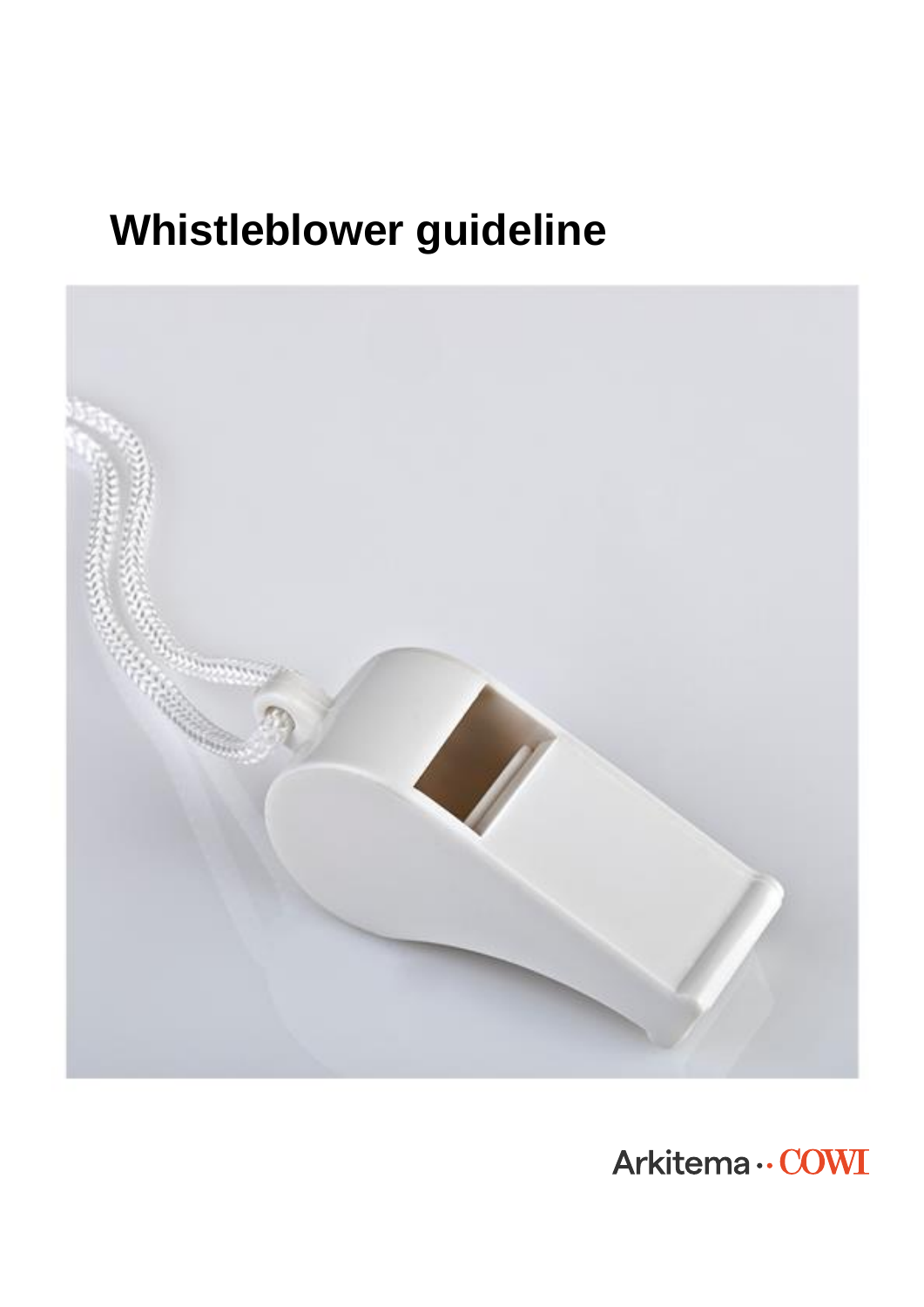# Whistleblower guideline

Arkitema ·· COWI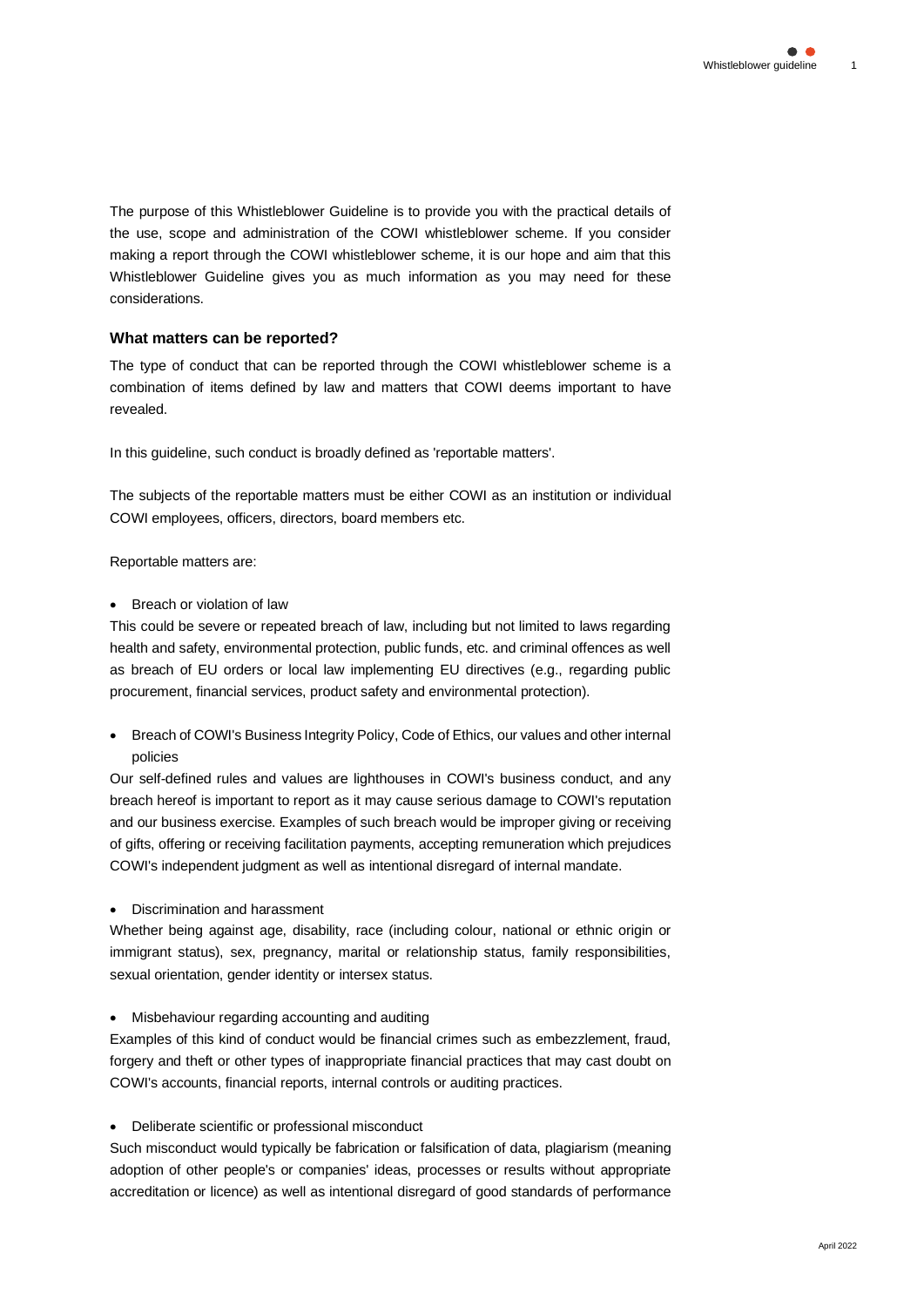The purpose of this Whistleblower Guideline is to provide you with the practical details of the use, scope and administration of the COWI whistleblower scheme. If you consider making a report through the COWI whistleblower scheme, it is our hope and aim that this Whistleblower Guideline gives you as much information as you may need for these considerations.

### What matters can be reported?

The type of conduct that can be reported through the COWI whistleblower scheme is a combination of items defined by law and matters that COWI deems important to have revealed.

In this guideline, such conduct is broadly defined as 'reportable matters'.

The subjects of the reportable matters must be either COWI as an institution or individual COWI employees, officers, directors, board members etc.

Reportable matters are:

- Breach or violation of law

This could be severe or repeated breach of law, including but not limited to laws regarding health and safety, environmental protection, public funds, etc. and criminal offences as well as breach of EU orders or local law implementing EU directives (e.g., regarding public procurement, financial services, product safety and environmental protection).

- Breach of COWI's Business Integrity Policy, Code of Ethics, our values and other internal policies

Our self-defined rules and values are lighthouses in COWI's business conduct, and any breach hereof is important to report as it may cause serious damage to COWI's reputation and our business exercise. Examples of such breach would be improper giving or receiving of gifts, offering or receiving facilitation payments, accepting remuneration which prejudices COWI's independent judgment as well as intentional disregard of internal mandate.

- Discrimination and harassment

Whether being against age, disability, race (including colour, national or ethnic origin or immigrant status), sex, pregnancy, marital or relationship status, family responsibilities, sexual orientation, gender identity or intersex status.

- Misbehaviour regarding accounting and auditing

Examples of this kind of conduct would be financial crimes such as embezzlement, fraud, forgery and theft or other types of inappropriate financial practices that may cast doubt on COWI's accounts, financial reports, internal controls or auditing practices.

- Deliberate scientific or professional misconduct

Such misconduct would typically be fabrication or falsification of data, plagiarism (meaning adoption of other people's or companies' ideas, processes or results without appropriate accreditation or licence) as well as intentional disregard of good standards of performance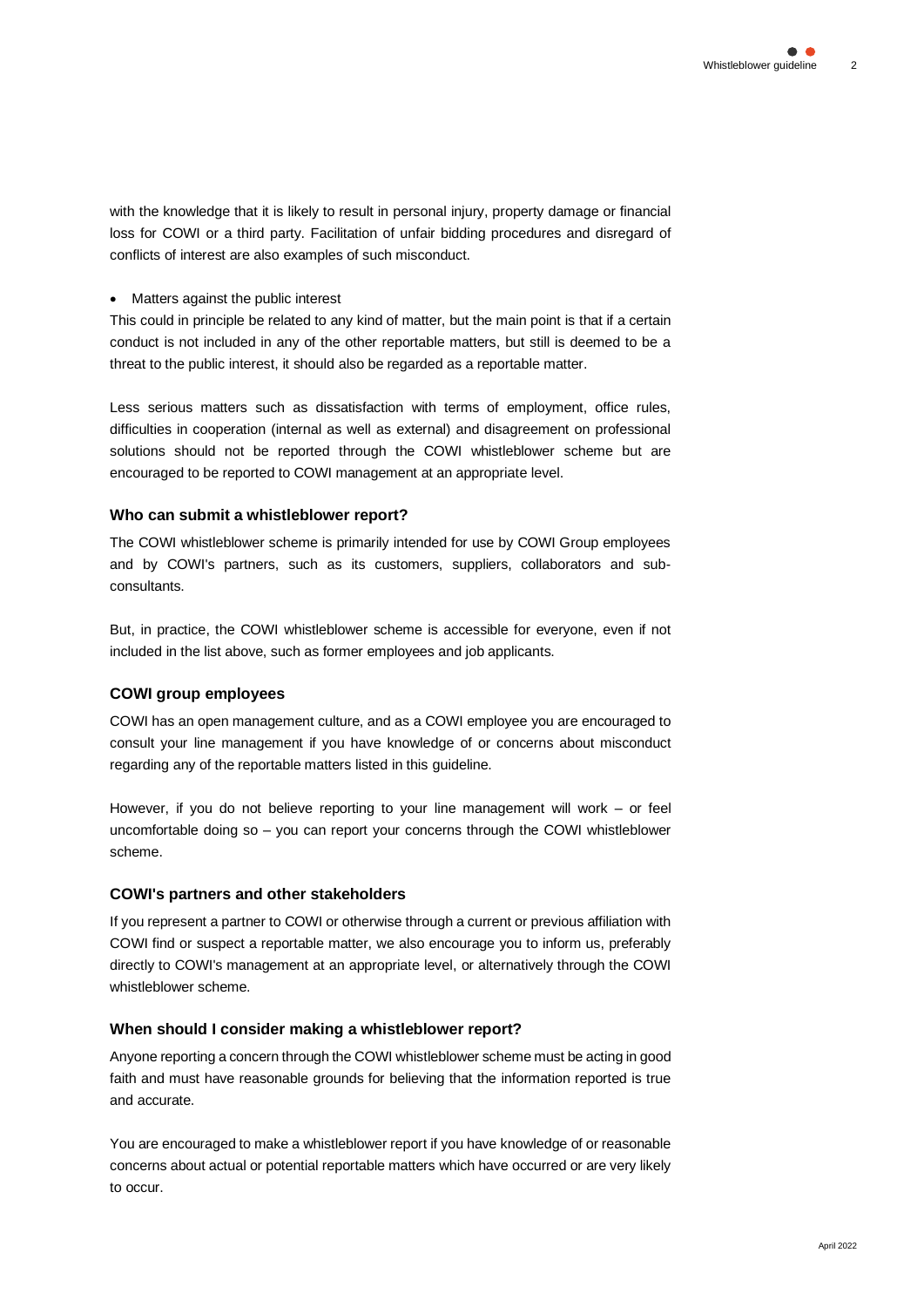with the knowledge that it is likely to result in personal injury, property damage or financial loss for COWI or a third party. Facilitation of unfair bidding procedures and disregard of conflicts of interest are also examples of such misconduct.

- Matters against the public interest

This could in principle be related to any kind of matter, but the main point is that if a certain conduct is not included in any of the other reportable matters, but still is deemed to be a threat to the public interest, it should also be regarded as a reportable matter.

Less serious matters such as dissatisfaction with terms of employment, office rules, difficulties in cooperation (internal as well as external) and disagreement on professional solutions should not be reported through the COWI whistleblower scheme but are encouraged to be reported to COWI management at an appropriate level.

### Who can submit a whistleblower report?

The COWI whistleblower scheme is primarily intended for use by COWI Group employees and by COWI's partners, such as its customers, suppliers, collaborators and sub-consultants.

But, in practice, the COWI whistleblower scheme is accessible for everyone, even if not included in the list above, such as former employees and job applicants.

### COWI group employees

COWI has an open management culture, and as a COWI employee you are encouraged to consult your line management if you have knowledge of or concerns about misconduct regarding any of the reportable matters listed in this guideline.

However, if you do not believe reporting to your line management will work – or feel uncomfortable doing so – you can report your concerns through the COWI whistleblower scheme.

### COWI's partners and other stakeholders

If you represent a partner to COWI or otherwise through a current or previous affiliation with COWI find or suspect a reportable matter, we also encourage you to inform us, preferably directly to COWI's management at an appropriate level, or alternatively through the COWI whistleblower scheme.

### When should I consider making a whistleblower report?

Anyone reporting a concern through the COWI whistleblower scheme must be acting in good faith and must have reasonable grounds for believing that the information reported is true and accurate.

You are encouraged to make a whistleblower report if you have knowledge of or reasonable concerns about actual or potential reportable matters which have occurred or are very likely to occur.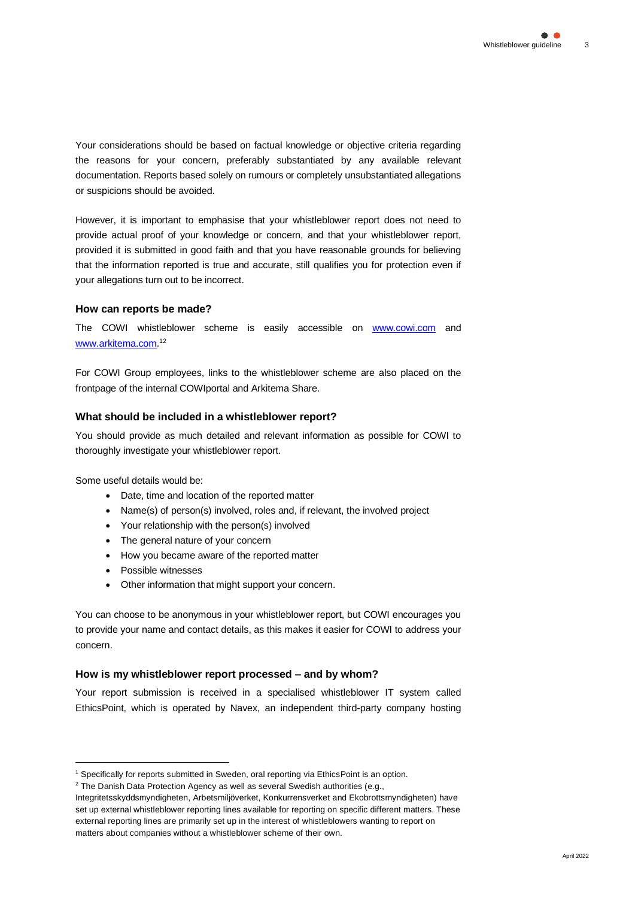Your considerations should be based on factual knowledge or objective criteria regarding the reasons for your concern, preferably substantiated by any available relevant documentation. Reports based solely on rumours or completely unsubstantiated allegations or suspicions should be avoided.

However, it is important to emphasise that your whistleblower report does not need to provide actual proof of your knowledge or concern, and that your whistleblower report, provided it is submitted in good faith and that you have reasonable grounds for believing that the information reported is true and accurate, still qualifies you for protection even if your allegations turn out to be incorrect.

### How can reports be made?

The COWI whistleblower scheme is easily accessible on www.cowi.com and www.arkitema.com.[1][2]

For COWI Group employees, links to the whistleblower scheme are also placed on the frontpage of the internal COWIportal and Arkitema Share.

### What should be included in a whistleblower report?

You should provide as much detailed and relevant information as possible for COWI to thoroughly investigate your whistleblower report.

Some useful details would be:

- Date, time and location of the reported matter
- Name(s) of person(s) involved, roles and, if relevant, the involved project
- Your relationship with the person(s) involved
- The general nature of your concern
- How you became aware of the reported matter
- Possible witnesses
- Other information that might support your concern.

You can choose to be anonymous in your whistleblower report, but COWI encourages you to provide your name and contact details, as this makes it easier for COWI to address your concern.

### How is my whistleblower report processed – and by whom?

Your report submission is received in a specialised whistleblower IT system called EthicsPoint, which is operated by Navex, an independent third-party company hosting

---

[1] Specifically for reports submitted in Sweden, oral reporting via EthicsPoint is an option.

[2] The Danish Data Protection Agency as well as several Swedish authorities (e.g., Integritetsskyddsmyndigheten, Arbetsmiljöverket, Konkurrensverket and Ekobrottsmyndigheten) have set up external whistleblower reporting lines available for reporting on specific different matters. These external reporting lines are primarily set up in the interest of whistleblowers wanting to report on matters about companies without a whistleblower scheme of their own.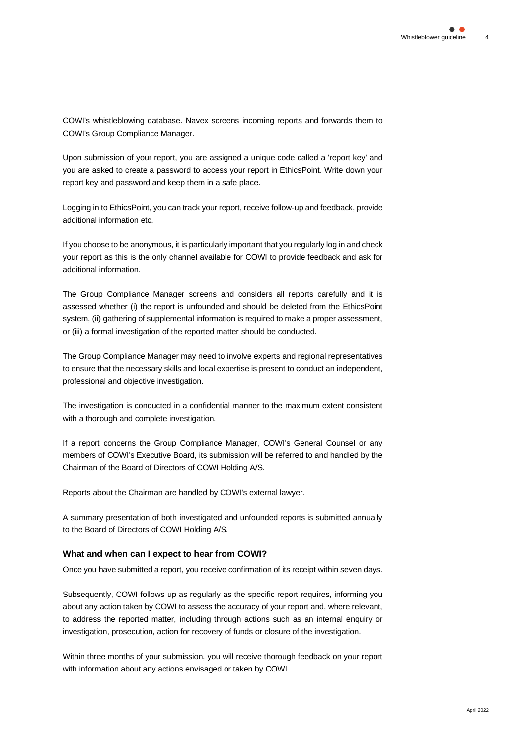COWI's whistleblowing database. Navex screens incoming reports and forwards them to COWI's Group Compliance Manager.

Upon submission of your report, you are assigned a unique code called a 'report key' and you are asked to create a password to access your report in EthicsPoint. Write down your report key and password and keep them in a safe place.

Logging in to EthicsPoint, you can track your report, receive follow-up and feedback, provide additional information etc.

If you choose to be anonymous, it is particularly important that you regularly log in and check your report as this is the only channel available for COWI to provide feedback and ask for additional information.

The Group Compliance Manager screens and considers all reports carefully and it is assessed whether (i) the report is unfounded and should be deleted from the EthicsPoint system, (ii) gathering of supplemental information is required to make a proper assessment, or (iii) a formal investigation of the reported matter should be conducted.

The Group Compliance Manager may need to involve experts and regional representatives to ensure that the necessary skills and local expertise is present to conduct an independent, professional and objective investigation.

The investigation is conducted in a confidential manner to the maximum extent consistent with a thorough and complete investigation.

If a report concerns the Group Compliance Manager, COWI's General Counsel or any members of COWI's Executive Board, its submission will be referred to and handled by the Chairman of the Board of Directors of COWI Holding A/S.

Reports about the Chairman are handled by COWI's external lawyer.

A summary presentation of both investigated and unfounded reports is submitted annually to the Board of Directors of COWI Holding A/S.

### What and when can I expect to hear from COWI?

Once you have submitted a report, you receive confirmation of its receipt within seven days.

Subsequently, COWI follows up as regularly as the specific report requires, informing you about any action taken by COWI to assess the accuracy of your report and, where relevant, to address the reported matter, including through actions such as an internal enquiry or investigation, prosecution, action for recovery of funds or closure of the investigation.

Within three months of your submission, you will receive thorough feedback on your report with information about any actions envisaged or taken by COWI.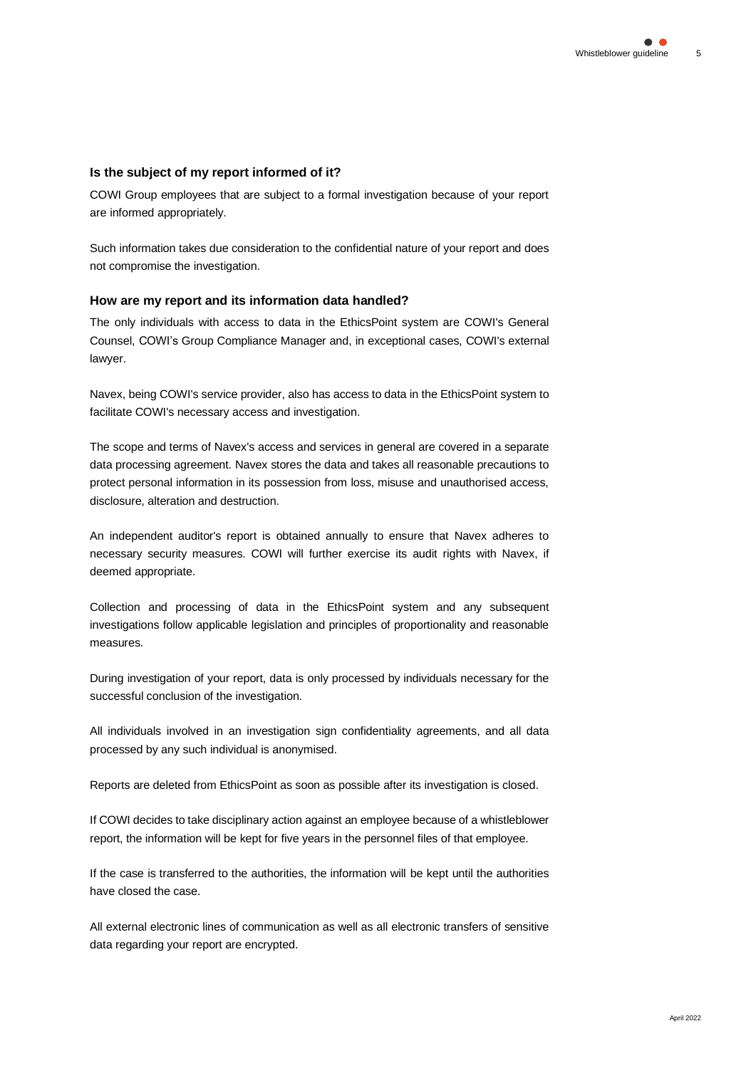### Is the subject of my report informed of it?

COWI Group employees that are subject to a formal investigation because of your report are informed appropriately.

Such information takes due consideration to the confidential nature of your report and does not compromise the investigation.

### How are my report and its information data handled?

The only individuals with access to data in the EthicsPoint system are COWI's General Counsel, COWI's Group Compliance Manager and, in exceptional cases, COWI's external lawyer.

Navex, being COWI's service provider, also has access to data in the EthicsPoint system to facilitate COWI's necessary access and investigation.

The scope and terms of Navex's access and services in general are covered in a separate data processing agreement. Navex stores the data and takes all reasonable precautions to protect personal information in its possession from loss, misuse and unauthorised access, disclosure, alteration and destruction.

An independent auditor's report is obtained annually to ensure that Navex adheres to necessary security measures. COWI will further exercise its audit rights with Navex, if deemed appropriate.

Collection and processing of data in the EthicsPoint system and any subsequent investigations follow applicable legislation and principles of proportionality and reasonable measures.

During investigation of your report, data is only processed by individuals necessary for the successful conclusion of the investigation.

All individuals involved in an investigation sign confidentiality agreements, and all data processed by any such individual is anonymised.

Reports are deleted from EthicsPoint as soon as possible after its investigation is closed.

If COWI decides to take disciplinary action against an employee because of a whistleblower report, the information will be kept for five years in the personnel files of that employee.

If the case is transferred to the authorities, the information will be kept until the authorities have closed the case.

All external electronic lines of communication as well as all electronic transfers of sensitive data regarding your report are encrypted.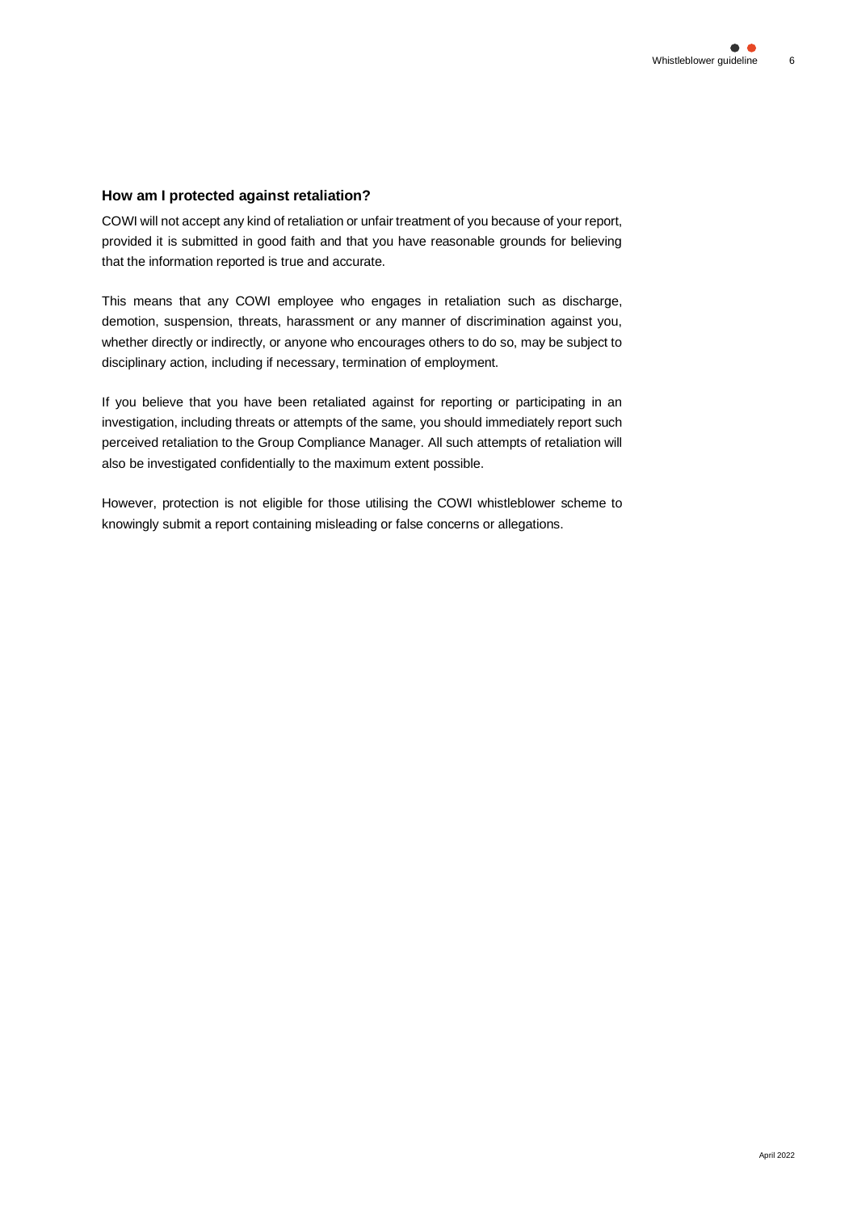## How am I protected against retaliation?

COWI will not accept any kind of retaliation or unfair treatment of you because of your report, provided it is submitted in good faith and that you have reasonable grounds for believing that the information reported is true and accurate.

This means that any COWI employee who engages in retaliation such as discharge, demotion, suspension, threats, harassment or any manner of discrimination against you, whether directly or indirectly, or anyone who encourages others to do so, may be subject to disciplinary action, including if necessary, termination of employment.

If you believe that you have been retaliated against for reporting or participating in an investigation, including threats or attempts of the same, you should immediately report such perceived retaliation to the Group Compliance Manager. All such attempts of retaliation will also be investigated confidentially to the maximum extent possible.

However, protection is not eligible for those utilising the COWI whistleblower scheme to knowingly submit a report containing misleading or false concerns or allegations.